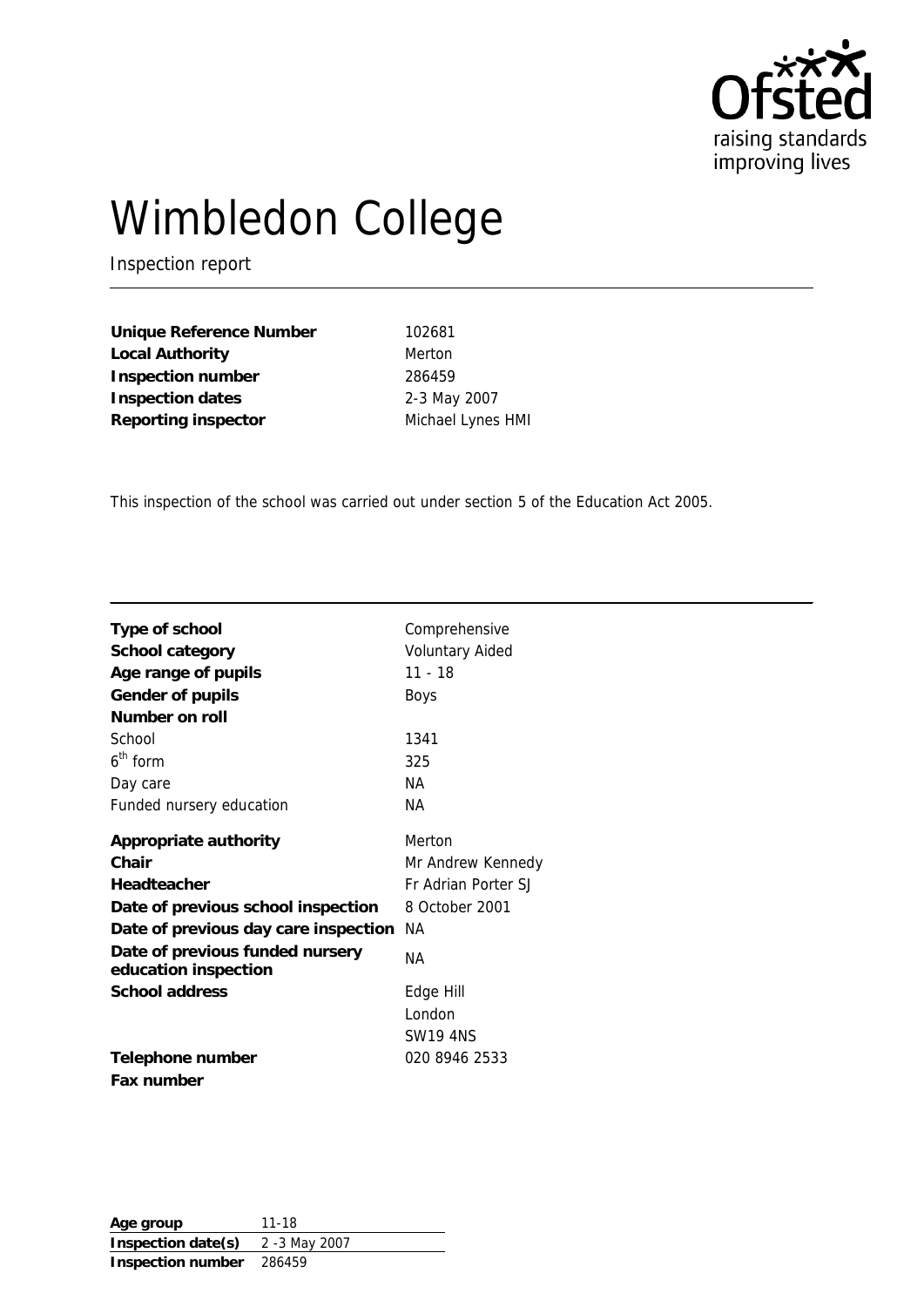# Wimbledon College

Inspection report

| | |
|---|---|
| **Unique Reference Number** | 102681 |
| **Local Authority** | Merton |
| **Inspection number** | 286459 |
| **Inspection dates** | 2-3 May 2007 |
| **Reporting inspector** | Michael Lynes HMI |

This inspection of the school was carried out under section 5 of the Education Act 2005.

| | |
|---|---|
| **Type of school** | Comprehensive |
| **School category** | Voluntary Aided |
| **Age range of pupils** | 11 - 18 |
| **Gender of pupils** | Boys |
| **Number on roll** | |
| School | 1341 |
| 6th form | 325 |
| Day care | NA |
| Funded nursery education | NA |
| **Appropriate authority** | Merton |
| **Chair** | Mr Andrew Kennedy |
| **Headteacher** | Fr Adrian Porter SJ |
| **Date of previous school inspection** | 8 October 2001 |
| **Date of previous day care inspection** | NA |
| **Date of previous funded nursery education inspection** | NA |
| **School address** | Edge Hill<br>London<br>SW19 4NS |
| **Telephone number** | 020 8946 2533 |
| **Fax number** | |

| | |
|---|---|
| **Age group** | 11-18 |
| **Inspection date(s)** | 2 -3 May 2007 |
| **Inspection number** | 286459 |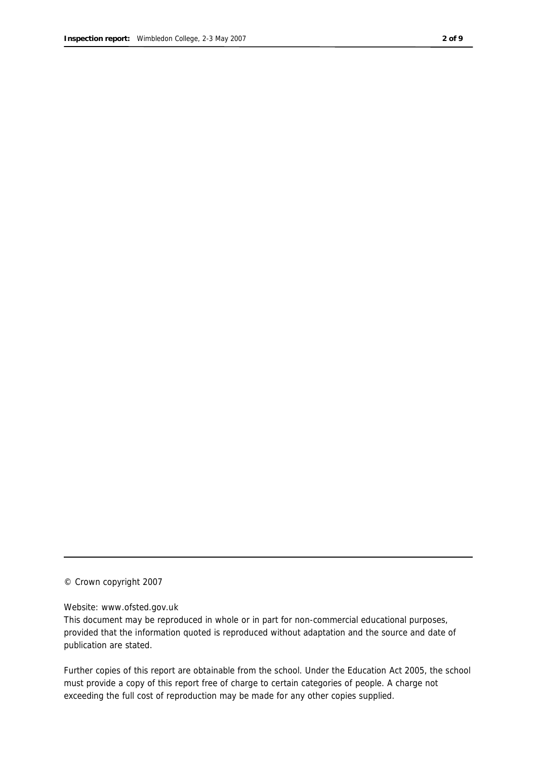© Crown copyright 2007

Website: www.ofsted.gov.uk

This document may be reproduced in whole or in part for non-commercial educational purposes, provided that the information quoted is reproduced without adaptation and the source and date of publication are stated.

Further copies of this report are obtainable from the school. Under the Education Act 2005, the school must provide a copy of this report free of charge to certain categories of people. A charge not exceeding the full cost of reproduction may be made for any other copies supplied.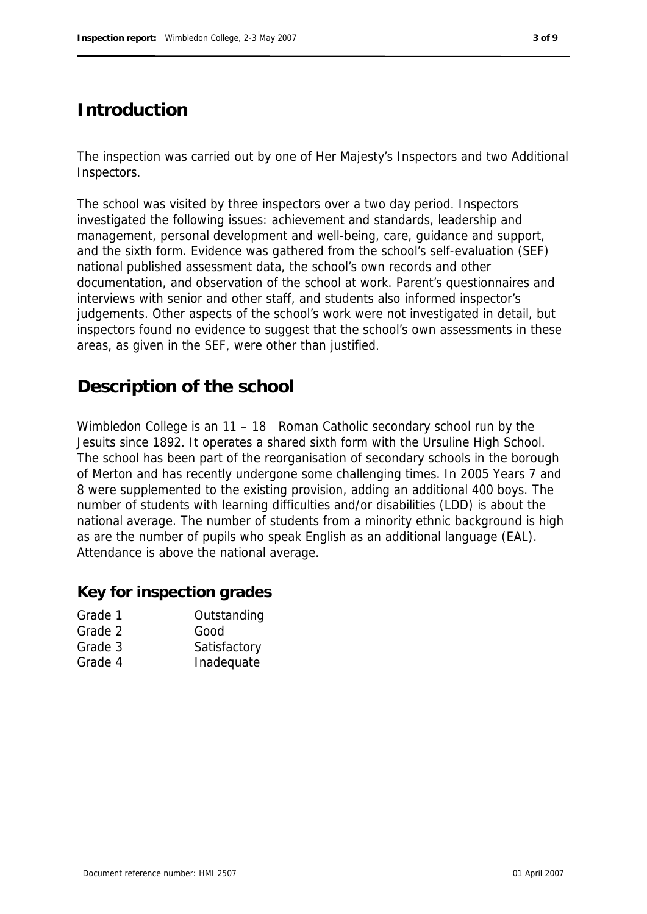# Introduction

The inspection was carried out by one of Her Majesty's Inspectors and two Additional Inspectors.

The school was visited by three inspectors over a two day period. Inspectors investigated the following issues: achievement and standards, leadership and management, personal development and well-being, care, guidance and support, and the sixth form. Evidence was gathered from the school's self-evaluation (SEF) national published assessment data, the school's own records and other documentation, and observation of the school at work. Parent's questionnaires and interviews with senior and other staff, and students also informed inspector's judgements. Other aspects of the school's work were not investigated in detail, but inspectors found no evidence to suggest that the school's own assessments in these areas, as given in the SEF, were other than justified.

# Description of the school

Wimbledon College is an 11 – 18 Roman Catholic secondary school run by the Jesuits since 1892. It operates a shared sixth form with the Ursuline High School. The school has been part of the reorganisation of secondary schools in the borough of Merton and has recently undergone some challenging times. In 2005 Years 7 and 8 were supplemented to the existing provision, adding an additional 400 boys. The number of students with learning difficulties and/or disabilities (LDD) is about the national average. The number of students from a minority ethnic background is high as are the number of pupils who speak English as an additional language (EAL). Attendance is above the national average.

## Key for inspection grades

| | |
|---|---|
| Grade 1 | Outstanding |
| Grade 2 | Good |
| Grade 3 | Satisfactory |
| Grade 4 | Inadequate |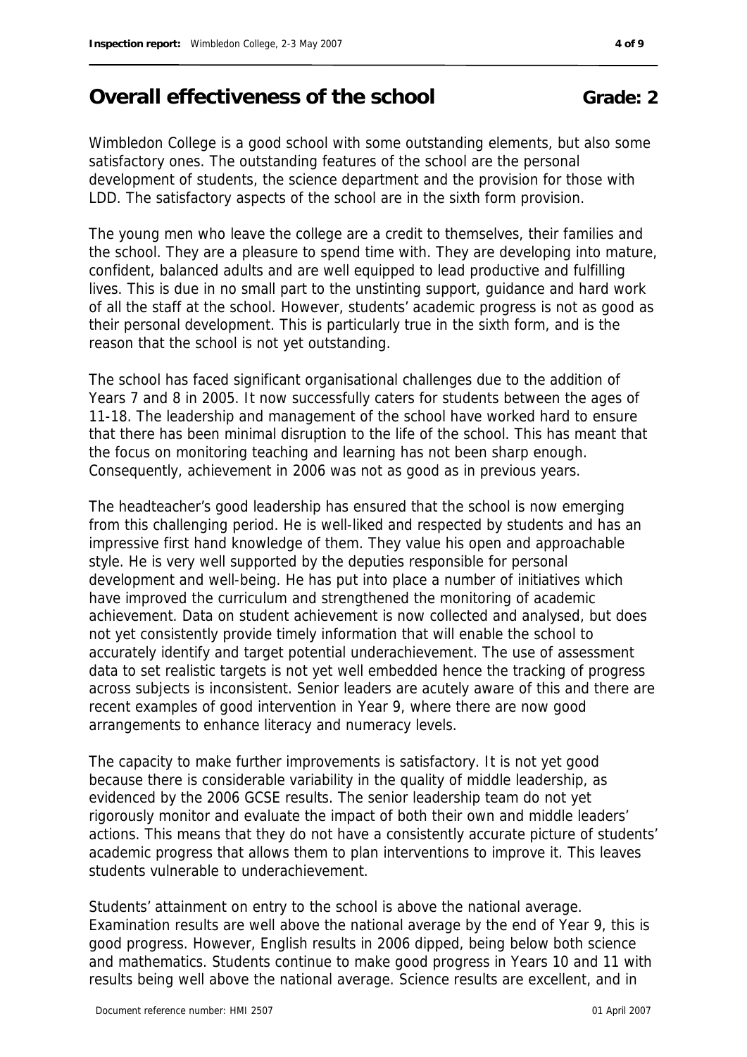## Overall effectiveness of the school **Grade: 2**

Wimbledon College is a good school with some outstanding elements, but also some satisfactory ones. The outstanding features of the school are the personal development of students, the science department and the provision for those with LDD. The satisfactory aspects of the school are in the sixth form provision.

The young men who leave the college are a credit to themselves, their families and the school. They are a pleasure to spend time with. They are developing into mature, confident, balanced adults and are well equipped to lead productive and fulfilling lives. This is due in no small part to the unstinting support, guidance and hard work of all the staff at the school. However, students' academic progress is not as good as their personal development. This is particularly true in the sixth form, and is the reason that the school is not yet outstanding.

The school has faced significant organisational challenges due to the addition of Years 7 and 8 in 2005. It now successfully caters for students between the ages of 11-18. The leadership and management of the school have worked hard to ensure that there has been minimal disruption to the life of the school. This has meant that the focus on monitoring teaching and learning has not been sharp enough. Consequently, achievement in 2006 was not as good as in previous years.

The headteacher's good leadership has ensured that the school is now emerging from this challenging period. He is well-liked and respected by students and has an impressive first hand knowledge of them. They value his open and approachable style. He is very well supported by the deputies responsible for personal development and well-being. He has put into place a number of initiatives which have improved the curriculum and strengthened the monitoring of academic achievement. Data on student achievement is now collected and analysed, but does not yet consistently provide timely information that will enable the school to accurately identify and target potential underachievement. The use of assessment data to set realistic targets is not yet well embedded hence the tracking of progress across subjects is inconsistent. Senior leaders are acutely aware of this and there are recent examples of good intervention in Year 9, where there are now good arrangements to enhance literacy and numeracy levels.

The capacity to make further improvements is satisfactory. It is not yet good because there is considerable variability in the quality of middle leadership, as evidenced by the 2006 GCSE results. The senior leadership team do not yet rigorously monitor and evaluate the impact of both their own and middle leaders' actions. This means that they do not have a consistently accurate picture of students' academic progress that allows them to plan interventions to improve it. This leaves students vulnerable to underachievement.

Students' attainment on entry to the school is above the national average. Examination results are well above the national average by the end of Year 9, this is good progress. However, English results in 2006 dipped, being below both science and mathematics. Students continue to make good progress in Years 10 and 11 with results being well above the national average. Science results are excellent, and in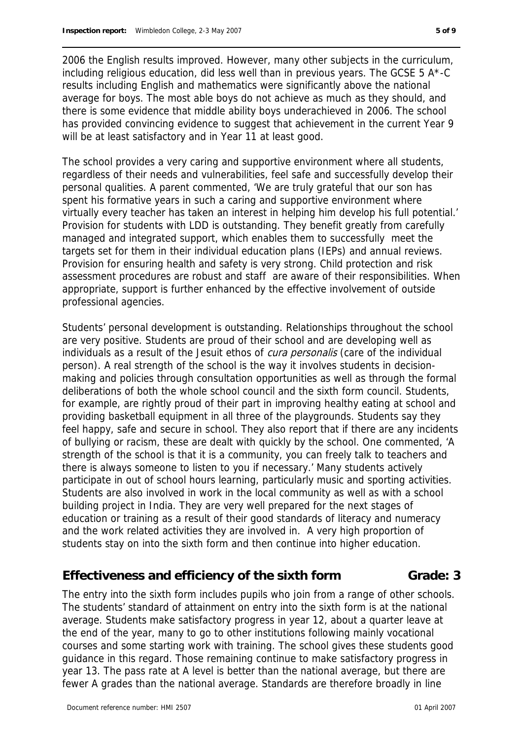2006 the English results improved. However, many other subjects in the curriculum, including religious education, did less well than in previous years. The GCSE 5 A*-C results including English and mathematics were significantly above the national average for boys. The most able boys do not achieve as much as they should, and there is some evidence that middle ability boys underachieved in 2006. The school has provided convincing evidence to suggest that achievement in the current Year 9 will be at least satisfactory and in Year 11 at least good.

The school provides a very caring and supportive environment where all students, regardless of their needs and vulnerabilities, feel safe and successfully develop their personal qualities. A parent commented, 'We are truly grateful that our son has spent his formative years in such a caring and supportive environment where virtually every teacher has taken an interest in helping him develop his full potential.' Provision for students with LDD is outstanding. They benefit greatly from carefully managed and integrated support, which enables them to successfully meet the targets set for them in their individual education plans (IEPs) and annual reviews. Provision for ensuring health and safety is very strong. Child protection and risk assessment procedures are robust and staff are aware of their responsibilities. When appropriate, support is further enhanced by the effective involvement of outside professional agencies.

Students' personal development is outstanding. Relationships throughout the school are very positive. Students are proud of their school and are developing well as individuals as a result of the Jesuit ethos of *cura personalis* (care of the individual person). A real strength of the school is the way it involves students in decision-making and policies through consultation opportunities as well as through the formal deliberations of both the whole school council and the sixth form council. Students, for example, are rightly proud of their part in improving healthy eating at school and providing basketball equipment in all three of the playgrounds. Students say they feel happy, safe and secure in school. They also report that if there are any incidents of bullying or racism, these are dealt with quickly by the school. One commented, 'A strength of the school is that it is a community, you can freely talk to teachers and there is always someone to listen to you if necessary.' Many students actively participate in out of school hours learning, particularly music and sporting activities. Students are also involved in work in the local community as well as with a school building project in India. They are very well prepared for the next stages of education or training as a result of their good standards of literacy and numeracy and the work related activities they are involved in. A very high proportion of students stay on into the sixth form and then continue into higher education.

## Effectiveness and efficiency of the sixth form — Grade: 3

The entry into the sixth form includes pupils who join from a range of other schools. The students' standard of attainment on entry into the sixth form is at the national average. Students make satisfactory progress in year 12, about a quarter leave at the end of the year, many to go to other institutions following mainly vocational courses and some starting work with training. The school gives these students good guidance in this regard. Those remaining continue to make satisfactory progress in year 13. The pass rate at A level is better than the national average, but there are fewer A grades than the national average. Standards are therefore broadly in line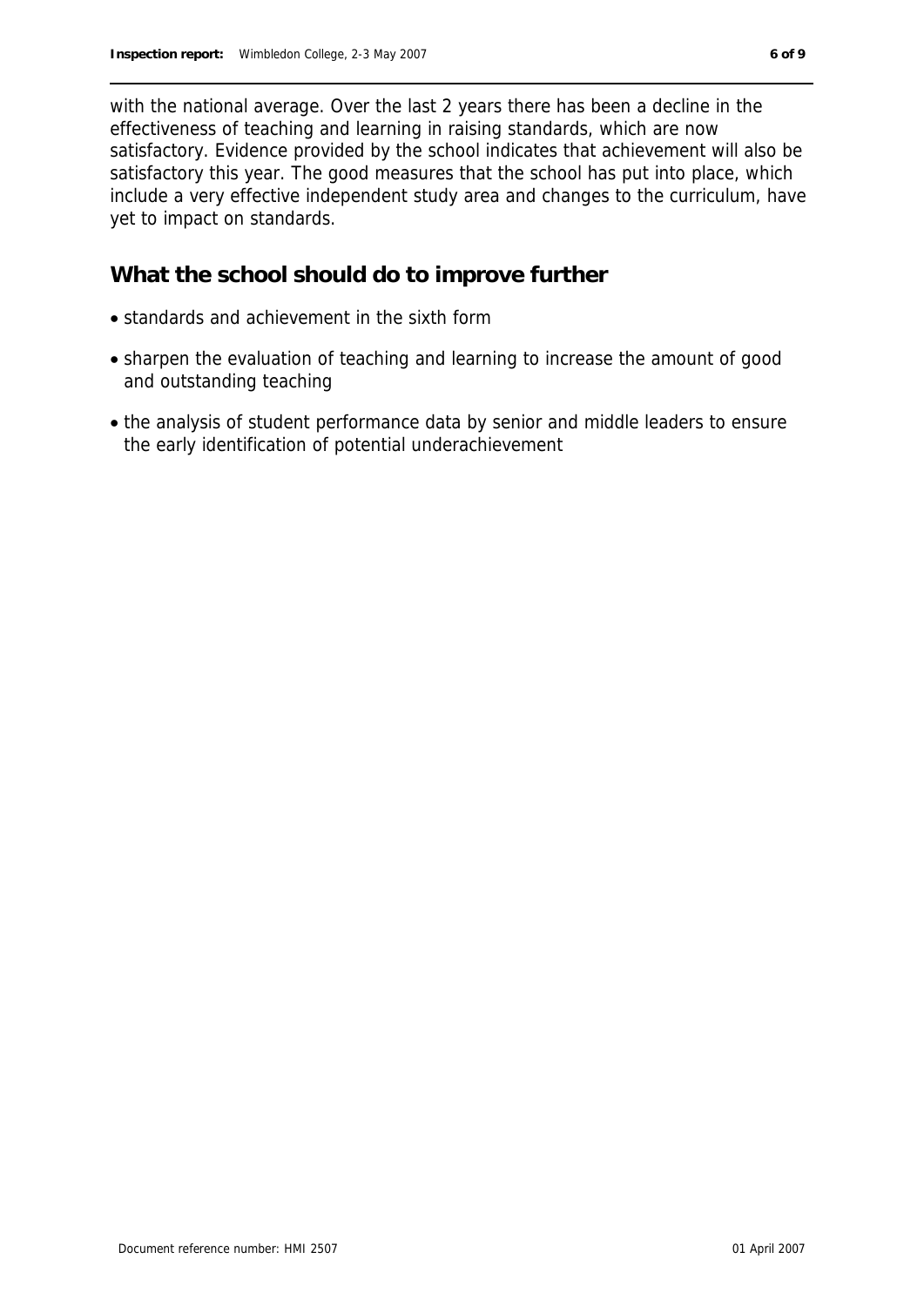with the national average. Over the last 2 years there has been a decline in the effectiveness of teaching and learning in raising standards, which are now satisfactory. Evidence provided by the school indicates that achievement will also be satisfactory this year. The good measures that the school has put into place, which include a very effective independent study area and changes to the curriculum, have yet to impact on standards.

## What the school should do to improve further

- standards and achievement in the sixth form
- sharpen the evaluation of teaching and learning to increase the amount of good and outstanding teaching
- the analysis of student performance data by senior and middle leaders to ensure the early identification of potential underachievement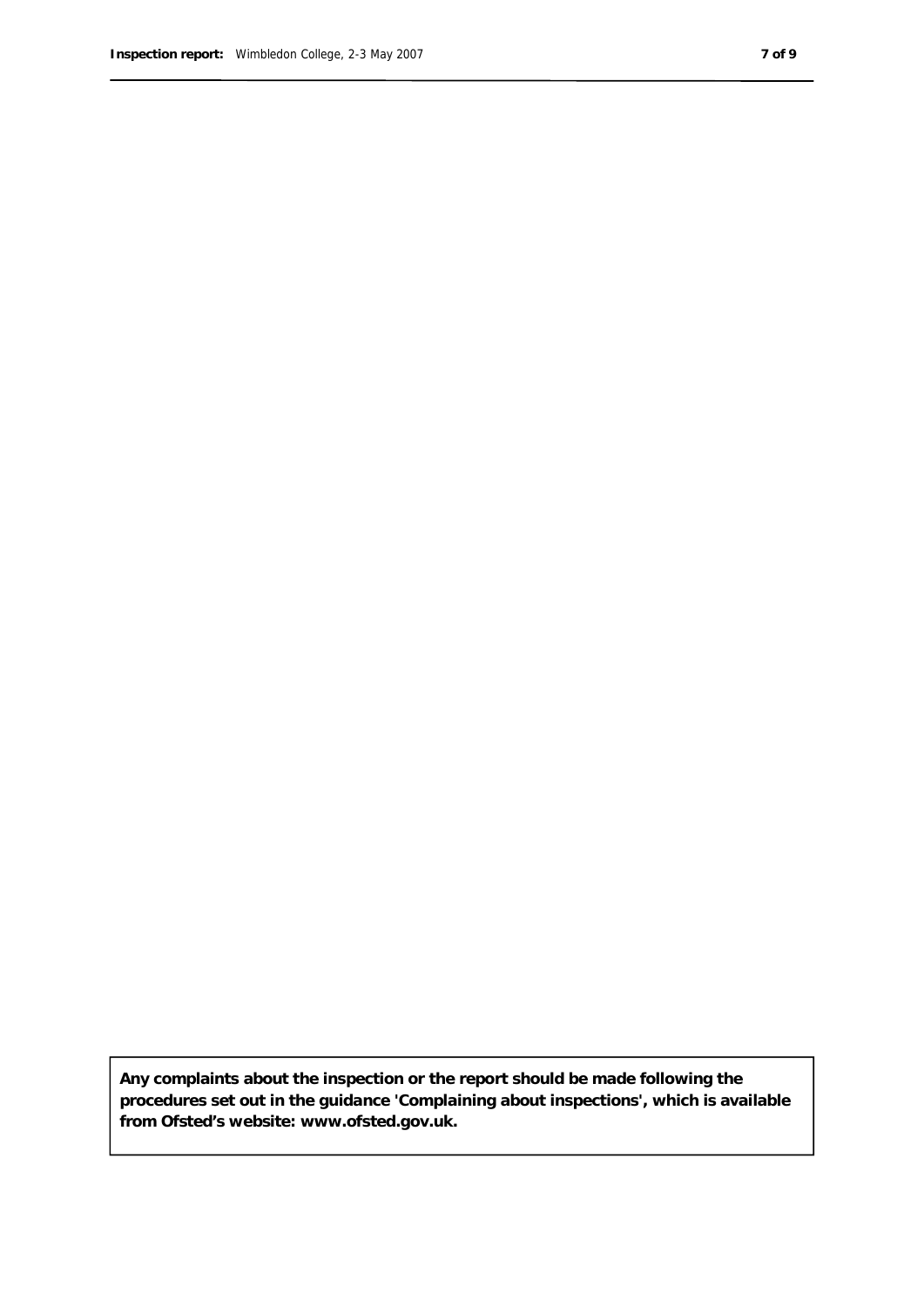**Any complaints about the inspection or the report should be made following the procedures set out in the guidance 'Complaining about inspections', which is available from Ofsted's website: www.ofsted.gov.uk.**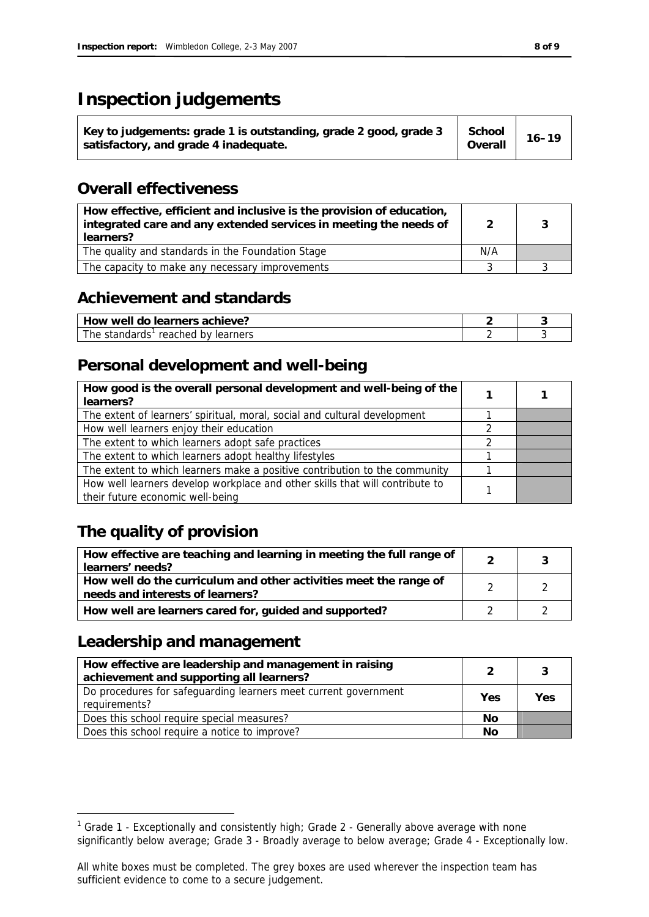# Inspection judgements

| Key to judgements: grade 1 is outstanding, grade 2 good, grade 3 satisfactory, and grade 4 inadequate. | School Overall | 16–19 |
| --- | --- | --- |

## Overall effectiveness

| | | |
| --- | --- | --- |
| **How effective, efficient and inclusive is the provision of education, integrated care and any extended services in meeting the needs of learners?** | **2** | **3** |
| The quality and standards in the Foundation Stage | N/A | |
| The capacity to make any necessary improvements | 3 | 3 |

## Achievement and standards

| | | |
| --- | --- | --- |
| **How well do learners achieve?** | **2** | **3** |
| The standards[1] reached by learners | 2 | 3 |

## Personal development and well-being

| | | |
| --- | --- | --- |
| **How good is the overall personal development and well-being of the learners?** | **1** | **1** |
| The extent of learners' spiritual, moral, social and cultural development | 1 | |
| How well learners enjoy their education | 2 | |
| The extent to which learners adopt safe practices | 2 | |
| The extent to which learners adopt healthy lifestyles | 1 | |
| The extent to which learners make a positive contribution to the community | 1 | |
| How well learners develop workplace and other skills that will contribute to their future economic well-being | 1 | |

## The quality of provision

| | | |
| --- | --- | --- |
| **How effective are teaching and learning in meeting the full range of learners' needs?** | **2** | **3** |
| **How well do the curriculum and other activities meet the range of needs and interests of learners?** | 2 | 2 |
| **How well are learners cared for, guided and supported?** | 2 | 2 |

## Leadership and management

| | | |
| --- | --- | --- |
| **How effective are leadership and management in raising achievement and supporting all learners?** | **2** | **3** |
| Do procedures for safeguarding learners meet current government requirements? | **Yes** | **Yes** |
| Does this school require special measures? | **No** | |
| Does this school require a notice to improve? | **No** | |

[1] Grade 1 - Exceptionally and consistently high; Grade 2 - Generally above average with none significantly below average; Grade 3 - Broadly average to below average; Grade 4 - Exceptionally low.

All white boxes must be completed. The grey boxes are used wherever the inspection team has sufficient evidence to come to a secure judgement.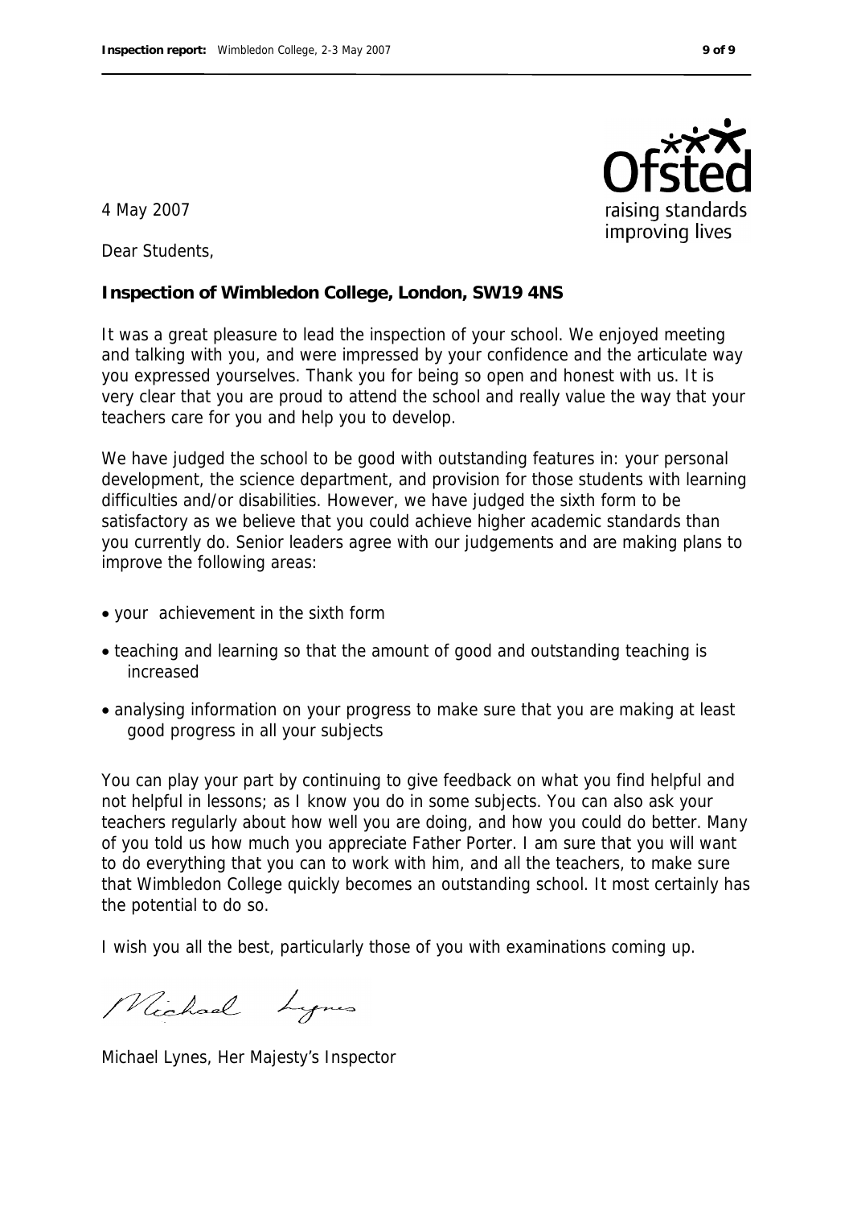4 May 2007

Dear Students,

**Inspection of Wimbledon College, London, SW19 4NS**

It was a great pleasure to lead the inspection of your school. We enjoyed meeting and talking with you, and were impressed by your confidence and the articulate way you expressed yourselves. Thank you for being so open and honest with us. It is very clear that you are proud to attend the school and really value the way that your teachers care for you and help you to develop.

We have judged the school to be good with outstanding features in: your personal development, the science department, and provision for those students with learning difficulties and/or disabilities. However, we have judged the sixth form to be satisfactory as we believe that you could achieve higher academic standards than you currently do. Senior leaders agree with our judgements and are making plans to improve the following areas:

- your achievement in the sixth form
- teaching and learning so that the amount of good and outstanding teaching is increased
- analysing information on your progress to make sure that you are making at least good progress in all your subjects

You can play your part by continuing to give feedback on what you find helpful and not helpful in lessons; as I know you do in some subjects. You can also ask your teachers regularly about how well you are doing, and how you could do better. Many of you told us how much you appreciate Father Porter. I am sure that you will want to do everything that you can to work with him, and all the teachers, to make sure that Wimbledon College quickly becomes an outstanding school. It most certainly has the potential to do so.

I wish you all the best, particularly those of you with examinations coming up.

Michael Lynes

Michael Lynes, Her Majesty's Inspector